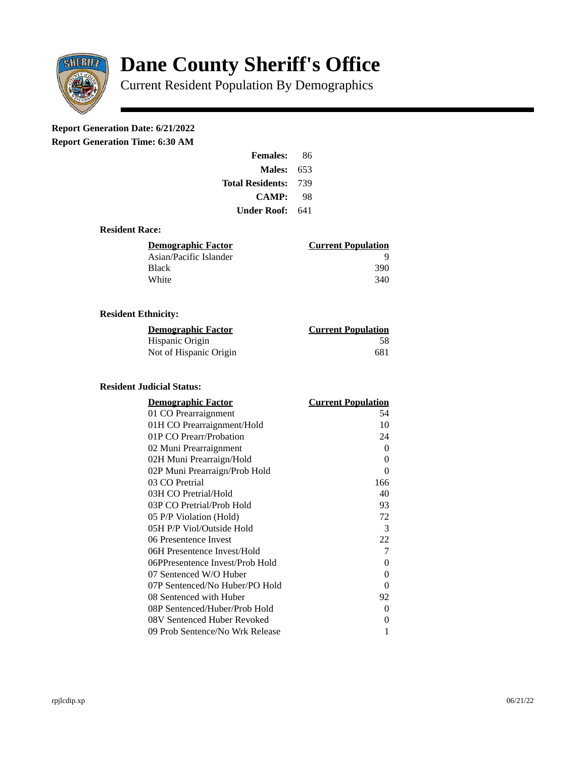# Dane County Sheriff's Office

## Current Resident Population By Demographics

**Report Generation Date: 6/21/2022**

**Report Generation Time: 6:30 AM**

| | |
|---|---|
| **Females:** | 86 |
| **Males:** | 653 |
| **Total Residents:** | 739 |
| **CAMP:** | 98 |
| **Under Roof:** | 641 |

### Resident Race:

| Demographic Factor | Current Population |
|---|---|
| Asian/Pacific Islander | 9 |
| Black | 390 |
| White | 340 |

### Resident Ethnicity:

| Demographic Factor | Current Population |
|---|---|
| Hispanic Origin | 58 |
| Not of Hispanic Origin | 681 |

### Resident Judicial Status:

| Demographic Factor | Current Population |
|---|---|
| 01 CO Prearraignment | 54 |
| 01H CO Prearraignment/Hold | 10 |
| 01P CO Prearr/Probation | 24 |
| 02 Muni Prearraignment | 0 |
| 02H Muni Prearraign/Hold | 0 |
| 02P Muni Prearraign/Prob Hold | 0 |
| 03 CO Pretrial | 166 |
| 03H CO Pretrial/Hold | 40 |
| 03P CO Pretrial/Prob Hold | 93 |
| 05 P/P Violation (Hold) | 72 |
| 05H P/P Viol/Outside Hold | 3 |
| 06 Presentence Invest | 22 |
| 06H Presentence Invest/Hold | 7 |
| 06PPresentence Invest/Prob Hold | 0 |
| 07 Sentenced W/O Huber | 0 |
| 07P Sentenced/No Huber/PO Hold | 0 |
| 08 Sentenced with Huber | 92 |
| 08P Sentenced/Huber/Prob Hold | 0 |
| 08V Sentenced Huber Revoked | 0 |
| 09 Prob Sentence/No Wrk Release | 1 |

rpjlcdip.xp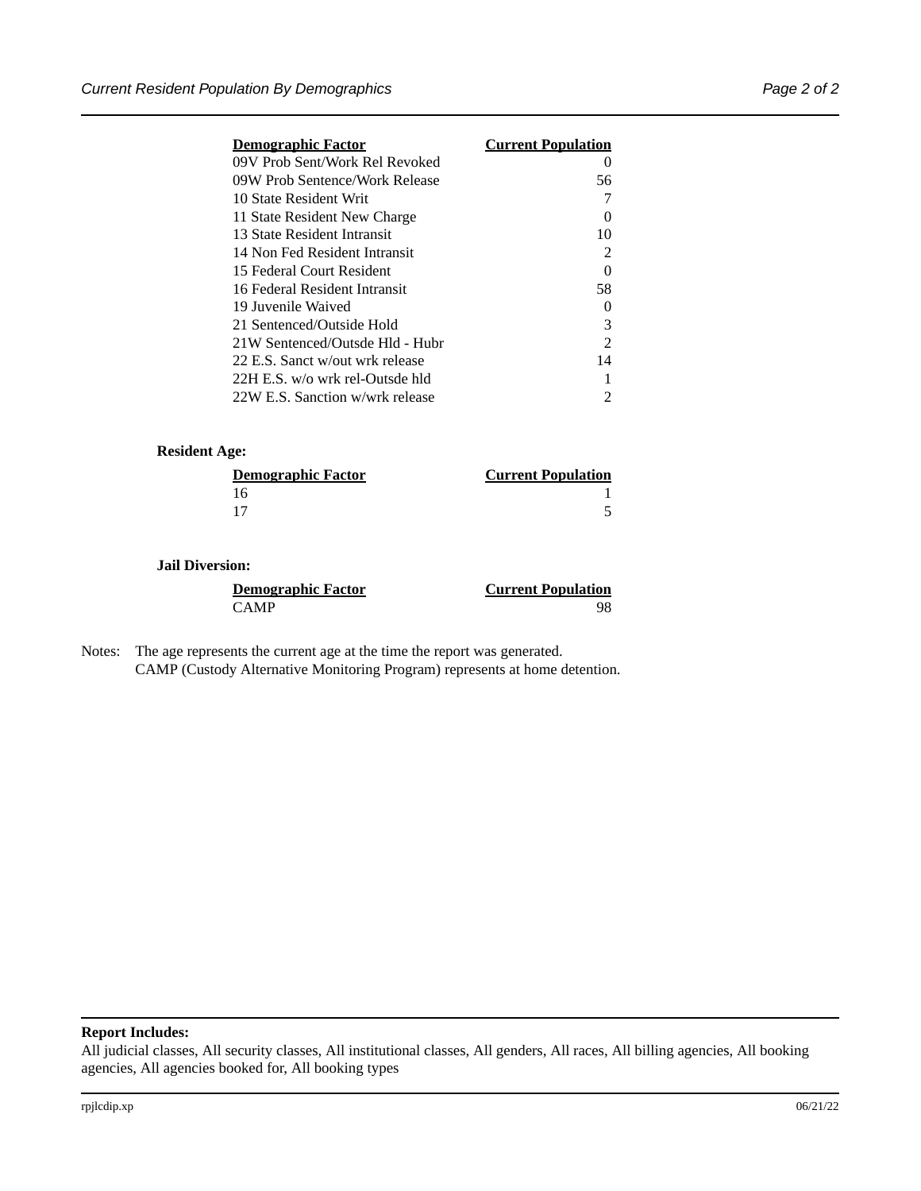| Demographic Factor | Current Population |
|---|---|
| 09V Prob Sent/Work Rel Revoked | 0 |
| 09W Prob Sentence/Work Release | 56 |
| 10 State Resident Writ | 7 |
| 11 State Resident New Charge | 0 |
| 13 State Resident Intransit | 10 |
| 14 Non Fed Resident Intransit | 2 |
| 15 Federal Court Resident | 0 |
| 16 Federal Resident Intransit | 58 |
| 19 Juvenile Waived | 0 |
| 21 Sentenced/Outside Hold | 3 |
| 21W Sentenced/Outsde Hld - Hubr | 2 |
| 22 E.S. Sanct w/out wrk release | 14 |
| 22H E.S. w/o wrk rel-Outsde hld | 1 |
| 22W E.S. Sanction w/wrk release | 2 |

**Resident Age:**

| Demographic Factor | Current Population |
|---|---|
| 16 | 1 |
| 17 | 5 |

**Jail Diversion:**

| Demographic Factor | Current Population |
|---|---|
| CAMP | 98 |

Notes: The age represents the current age at the time the report was generated.
CAMP (Custody Alternative Monitoring Program) represents at home detention.

**Report Includes:**

All judicial classes, All security classes, All institutional classes, All genders, All races, All billing agencies, All booking agencies, All agencies booked for, All booking types

rpjlcdip.xp 06/21/22